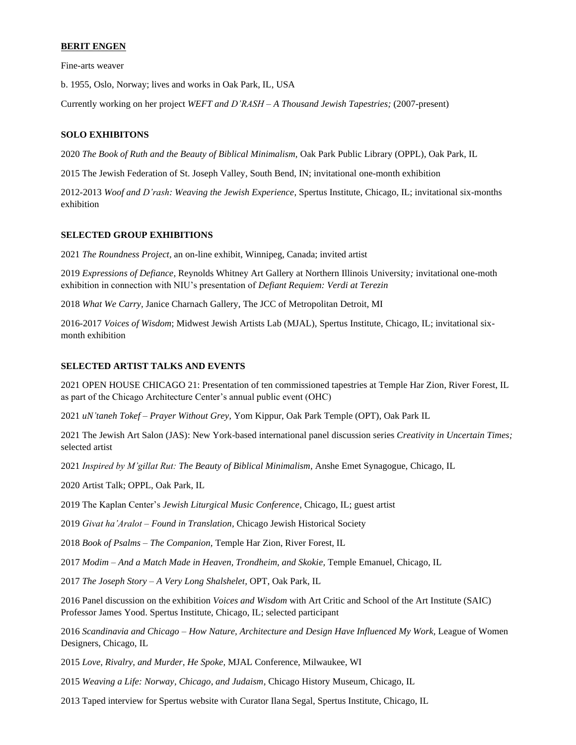**BERIT ENGEN**

Fine-arts weaver

b. 1955, Oslo, Norway; lives and works in Oak Park, IL, USA

Currently working on her project *WEFT and D'RASH – A Thousand Jewish Tapestries;* (2007-present)

**SOLO EXHIBITONS**

2020 *The Book of Ruth and the Beauty of Biblical Minimalism*, Oak Park Public Library (OPPL), Oak Park, IL

2015 The Jewish Federation of St. Joseph Valley, South Bend, IN; invitational one-month exhibition

2012-2013 *Woof and D'rash: Weaving the Jewish Experience*, Spertus Institute, Chicago, IL; invitational six-months exhibition

**SELECTED GROUP EXHIBITIONS**

2021 *The Roundness Project*, an on-line exhibit, Winnipeg, Canada; invited artist

2019 *Expressions of Defiance*, Reynolds Whitney Art Gallery at Northern Illinois University*;* invitational one-moth exhibition in connection with NIU's presentation of *Defiant Requiem: Verdi at Terezin*

2018 *What We Carry*, Janice Charnach Gallery, The JCC of Metropolitan Detroit, MI

2016-2017 *Voices of Wisdom*; Midwest Jewish Artists Lab (MJAL), Spertus Institute, Chicago, IL; invitational six-month exhibition

**SELECTED ARTIST TALKS AND EVENTS**

2021 OPEN HOUSE CHICAGO 21: Presentation of ten commissioned tapestries at Temple Har Zion, River Forest, IL as part of the Chicago Architecture Center's annual public event (OHC)

2021 *uN'taneh Tokef – Prayer Without Grey*, Yom Kippur, Oak Park Temple (OPT), Oak Park IL

2021 The Jewish Art Salon (JAS): New York-based international panel discussion series *Creativity in Uncertain Times;* selected artist

2021 *Inspired by M'gillat Rut: The Beauty of Biblical Minimalism*, Anshe Emet Synagogue, Chicago, IL

2020 Artist Talk; OPPL, Oak Park, IL

2019 The Kaplan Center's *Jewish Liturgical Music Conference*, Chicago, IL; guest artist

2019 *Givat ha'Aralot – Found in Translation*, Chicago Jewish Historical Society

2018 *Book of Psalms – The Companion*, Temple Har Zion, River Forest, IL

2017 *Modim – And a Match Made in Heaven, Trondheim, and Skokie*, Temple Emanuel, Chicago, IL

2017 *The Joseph Story – A Very Long Shalshelet*, OPT, Oak Park, IL

2016 Panel discussion on the exhibition *Voices and Wisdom* with Art Critic and School of the Art Institute (SAIC) Professor James Yood. Spertus Institute, Chicago, IL; selected participant

2016 *Scandinavia and Chicago – How Nature, Architecture and Design Have Influenced My Work*, League of Women Designers, Chicago, IL

2015 *Love, Rivalry, and Murder, He Spoke*, MJAL Conference, Milwaukee, WI

2015 *Weaving a Life: Norway, Chicago, and Judaism*, Chicago History Museum, Chicago, IL

2013 Taped interview for Spertus website with Curator Ilana Segal, Spertus Institute, Chicago, IL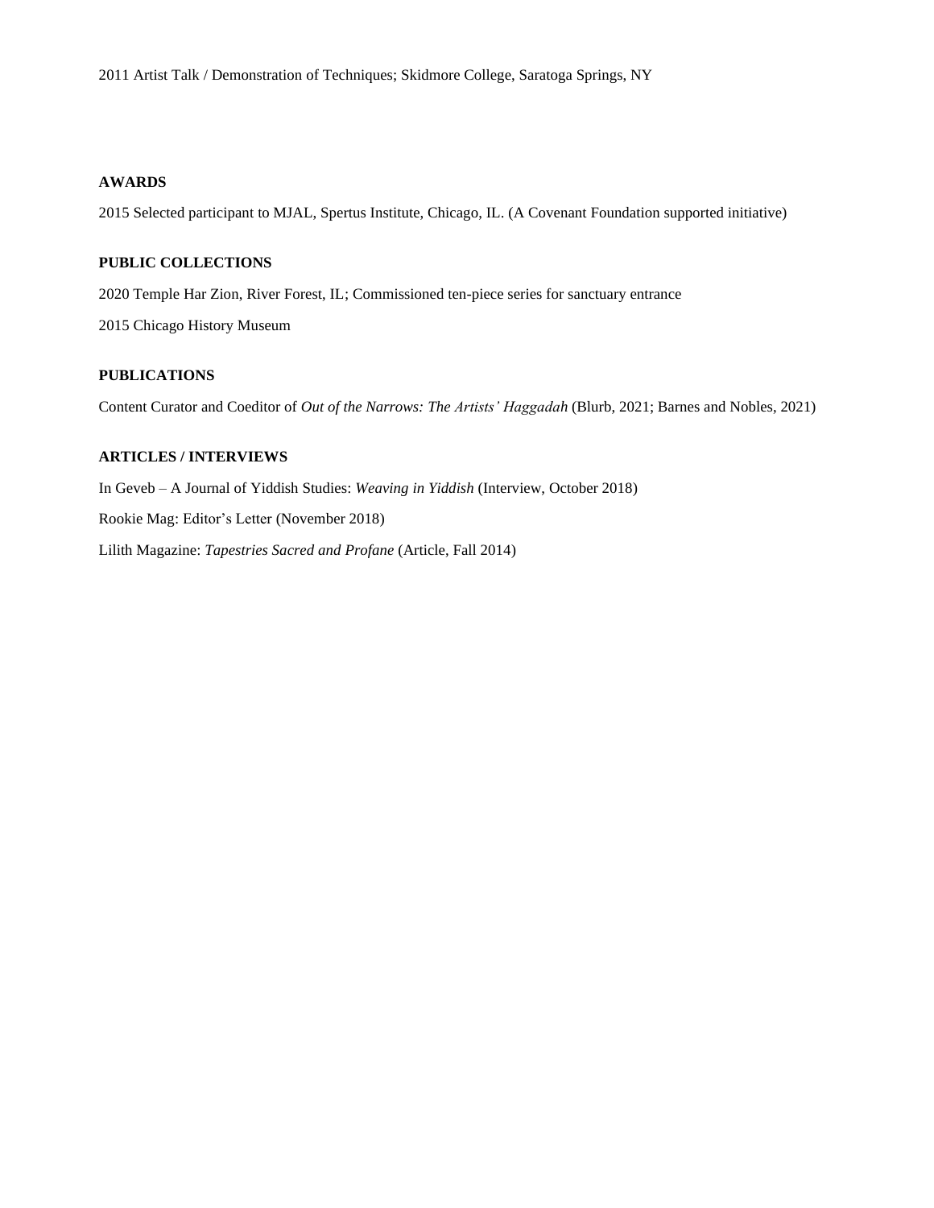2011 Artist Talk / Demonstration of Techniques; Skidmore College, Saratoga Springs, NY

**AWARDS**

2015 Selected participant to MJAL, Spertus Institute, Chicago, IL. (A Covenant Foundation supported initiative)

**PUBLIC COLLECTIONS**

2020 Temple Har Zion, River Forest, IL; Commissioned ten-piece series for sanctuary entrance

2015 Chicago History Museum

**PUBLICATIONS**

Content Curator and Coeditor of *Out of the Narrows: The Artists' Haggadah* (Blurb, 2021; Barnes and Nobles, 2021)

**ARTICLES / INTERVIEWS**

In Geveb – A Journal of Yiddish Studies: *Weaving in Yiddish* (Interview, October 2018)

Rookie Mag: Editor's Letter (November 2018)

Lilith Magazine: *Tapestries Sacred and Profane* (Article, Fall 2014)